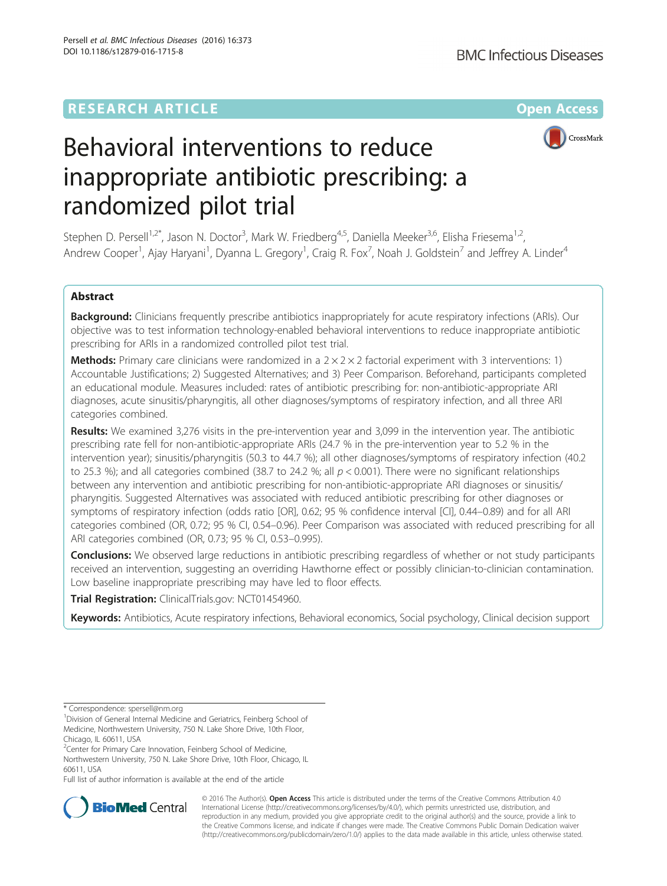RESEARCH ARTICLE

Open Access

# Behavioral interventions to reduce inappropriate antibiotic prescribing: a randomized pilot trial

Stephen D. Persell[1,2*], Jason N. Doctor[3], Mark W. Friedberg[4,5], Daniella Meeker[3,6], Elisha Friesema[1,2], Andrew Cooper[1], Ajay Haryani[1], Dyanna L. Gregory[1], Craig R. Fox[7], Noah J. Goldstein[7] and Jeffrey A. Linder[4]

## Abstract

**Background:** Clinicians frequently prescribe antibiotics inappropriately for acute respiratory infections (ARIs). Our objective was to test information technology-enabled behavioral interventions to reduce inappropriate antibiotic prescribing for ARIs in a randomized controlled pilot test trial.

**Methods:** Primary care clinicians were randomized in a 2 × 2 × 2 factorial experiment with 3 interventions: 1) Accountable Justifications; 2) Suggested Alternatives; and 3) Peer Comparison. Beforehand, participants completed an educational module. Measures included: rates of antibiotic prescribing for: non-antibiotic-appropriate ARI diagnoses, acute sinusitis/pharyngitis, all other diagnoses/symptoms of respiratory infection, and all three ARI categories combined.

**Results:** We examined 3,276 visits in the pre-intervention year and 3,099 in the intervention year. The antibiotic prescribing rate fell for non-antibiotic-appropriate ARIs (24.7 % in the pre-intervention year to 5.2 % in the intervention year); sinusitis/pharyngitis (50.3 to 44.7 %); all other diagnoses/symptoms of respiratory infection (40.2 to 25.3 %); and all categories combined (38.7 to 24.2 %; all $p < 0.001$). There were no significant relationships between any intervention and antibiotic prescribing for non-antibiotic-appropriate ARI diagnoses or sinusitis/pharyngitis. Suggested Alternatives was associated with reduced antibiotic prescribing for other diagnoses or symptoms of respiratory infection (odds ratio [OR], 0.62; 95 % confidence interval [CI], 0.44–0.89) and for all ARI categories combined (OR, 0.72; 95 % CI, 0.54–0.96). Peer Comparison was associated with reduced prescribing for all ARI categories combined (OR, 0.73; 95 % CI, 0.53–0.995).

**Conclusions:** We observed large reductions in antibiotic prescribing regardless of whether or not study participants received an intervention, suggesting an overriding Hawthorne effect or possibly clinician-to-clinician contamination. Low baseline inappropriate prescribing may have led to floor effects.

**Trial Registration:** ClinicalTrials.gov: NCT01454960.

**Keywords:** Antibiotics, Acute respiratory infections, Behavioral economics, Social psychology, Clinical decision support

\* Correspondence: spersell@nm.org

[1]Division of General Internal Medicine and Geriatrics, Feinberg School of Medicine, Northwestern University, 750 N. Lake Shore Drive, 10th Floor, Chicago, IL 60611, USA

[2]Center for Primary Care Innovation, Feinberg School of Medicine, Northwestern University, 750 N. Lake Shore Drive, 10th Floor, Chicago, IL 60611, USA

Full list of author information is available at the end of the article

© 2016 The Author(s). **Open Access** This article is distributed under the terms of the Creative Commons Attribution 4.0 International License (http://creativecommons.org/licenses/by/4.0/), which permits unrestricted use, distribution, and reproduction in any medium, provided you give appropriate credit to the original author(s) and the source, provide a link to the Creative Commons license, and indicate if changes were made. The Creative Commons Public Domain Dedication waiver (http://creativecommons.org/publicdomain/zero/1.0/) applies to the data made available in this article, unless otherwise stated.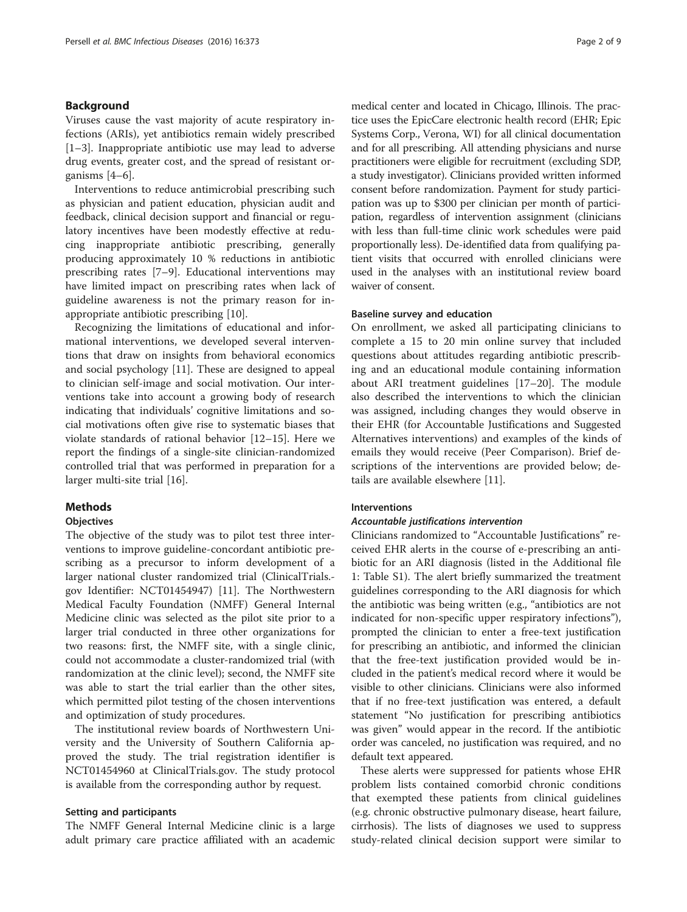## Background

Viruses cause the vast majority of acute respiratory infections (ARIs), yet antibiotics remain widely prescribed [1–3]. Inappropriate antibiotic use may lead to adverse drug events, greater cost, and the spread of resistant organisms [4–6].

Interventions to reduce antimicrobial prescribing such as physician and patient education, physician audit and feedback, clinical decision support and financial or regulatory incentives have been modestly effective at reducing inappropriate antibiotic prescribing, generally producing approximately 10 % reductions in antibiotic prescribing rates [7–9]. Educational interventions may have limited impact on prescribing rates when lack of guideline awareness is not the primary reason for inappropriate antibiotic prescribing [10].

Recognizing the limitations of educational and informational interventions, we developed several interventions that draw on insights from behavioral economics and social psychology [11]. These are designed to appeal to clinician self-image and social motivation. Our interventions take into account a growing body of research indicating that individuals' cognitive limitations and social motivations often give rise to systematic biases that violate standards of rational behavior [12–15]. Here we report the findings of a single-site clinician-randomized controlled trial that was performed in preparation for a larger multi-site trial [16].

## Methods

### Objectives

The objective of the study was to pilot test three interventions to improve guideline-concordant antibiotic prescribing as a precursor to inform development of a larger national cluster randomized trial (ClinicalTrials.gov Identifier: NCT01454947) [11]. The Northwestern Medical Faculty Foundation (NMFF) General Internal Medicine clinic was selected as the pilot site prior to a larger trial conducted in three other organizations for two reasons: first, the NMFF site, with a single clinic, could not accommodate a cluster-randomized trial (with randomization at the clinic level); second, the NMFF site was able to start the trial earlier than the other sites, which permitted pilot testing of the chosen interventions and optimization of study procedures.

The institutional review boards of Northwestern University and the University of Southern California approved the study. The trial registration identifier is NCT01454960 at ClinicalTrials.gov. The study protocol is available from the corresponding author by request.

### Setting and participants

The NMFF General Internal Medicine clinic is a large adult primary care practice affiliated with an academic medical center and located in Chicago, Illinois. The practice uses the EpicCare electronic health record (EHR; Epic Systems Corp., Verona, WI) for all clinical documentation and for all prescribing. All attending physicians and nurse practitioners were eligible for recruitment (excluding SDP, a study investigator). Clinicians provided written informed consent before randomization. Payment for study participation was up to $300 per clinician per month of participation, regardless of intervention assignment (clinicians with less than full-time clinic work schedules were paid proportionally less). De-identified data from qualifying patient visits that occurred with enrolled clinicians were used in the analyses with an institutional review board waiver of consent.

### Baseline survey and education

On enrollment, we asked all participating clinicians to complete a 15 to 20 min online survey that included questions about attitudes regarding antibiotic prescribing and an educational module containing information about ARI treatment guidelines [17–20]. The module also described the interventions to which the clinician was assigned, including changes they would observe in their EHR (for Accountable Justifications and Suggested Alternatives interventions) and examples of the kinds of emails they would receive (Peer Comparison). Brief descriptions of the interventions are provided below; details are available elsewhere [11].

### Interventions

#### *Accountable justifications intervention*

Clinicians randomized to "Accountable Justifications" received EHR alerts in the course of e-prescribing an antibiotic for an ARI diagnosis (listed in the Additional file 1: Table S1). The alert briefly summarized the treatment guidelines corresponding to the ARI diagnosis for which the antibiotic was being written (e.g., "antibiotics are not indicated for non-specific upper respiratory infections"), prompted the clinician to enter a free-text justification for prescribing an antibiotic, and informed the clinician that the free-text justification provided would be included in the patient's medical record where it would be visible to other clinicians. Clinicians were also informed that if no free-text justification was entered, a default statement "No justification for prescribing antibiotics was given" would appear in the record. If the antibiotic order was canceled, no justification was required, and no default text appeared.

These alerts were suppressed for patients whose EHR problem lists contained comorbid chronic conditions that exempted these patients from clinical guidelines (e.g. chronic obstructive pulmonary disease, heart failure, cirrhosis). The lists of diagnoses we used to suppress study-related clinical decision support were similar to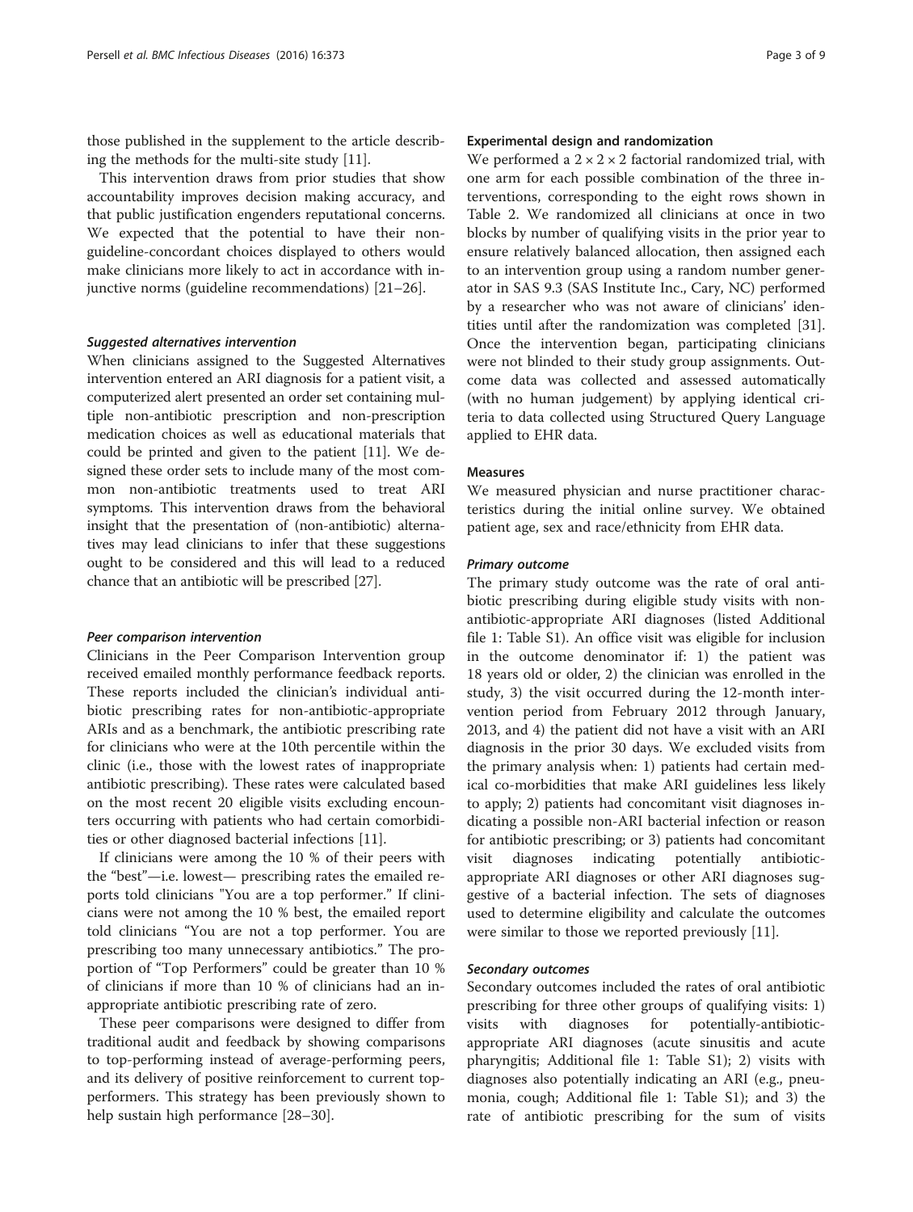those published in the supplement to the article describing the methods for the multi-site study [11].

This intervention draws from prior studies that show accountability improves decision making accuracy, and that public justification engenders reputational concerns. We expected that the potential to have their non-guideline-concordant choices displayed to others would make clinicians more likely to act in accordance with injunctive norms (guideline recommendations) [21–26].

#### *Suggested alternatives intervention*

When clinicians assigned to the Suggested Alternatives intervention entered an ARI diagnosis for a patient visit, a computerized alert presented an order set containing multiple non-antibiotic prescription and non-prescription medication choices as well as educational materials that could be printed and given to the patient [11]. We designed these order sets to include many of the most common non-antibiotic treatments used to treat ARI symptoms. This intervention draws from the behavioral insight that the presentation of (non-antibiotic) alternatives may lead clinicians to infer that these suggestions ought to be considered and this will lead to a reduced chance that an antibiotic will be prescribed [27].

#### *Peer comparison intervention*

Clinicians in the Peer Comparison Intervention group received emailed monthly performance feedback reports. These reports included the clinician's individual antibiotic prescribing rates for non-antibiotic-appropriate ARIs and as a benchmark, the antibiotic prescribing rate for clinicians who were at the 10th percentile within the clinic (i.e., those with the lowest rates of inappropriate antibiotic prescribing). These rates were calculated based on the most recent 20 eligible visits excluding encounters occurring with patients who had certain comorbidities or other diagnosed bacterial infections [11].

If clinicians were among the 10 % of their peers with the "best"—i.e. lowest— prescribing rates the emailed reports told clinicians "You are a top performer." If clinicians were not among the 10 % best, the emailed report told clinicians "You are not a top performer. You are prescribing too many unnecessary antibiotics." The proportion of "Top Performers" could be greater than 10 % of clinicians if more than 10 % of clinicians had an inappropriate antibiotic prescribing rate of zero.

These peer comparisons were designed to differ from traditional audit and feedback by showing comparisons to top-performing instead of average-performing peers, and its delivery of positive reinforcement to current top-performers. This strategy has been previously shown to help sustain high performance [28–30].

### Experimental design and randomization

We performed a $2 \times 2 \times 2$ factorial randomized trial, with one arm for each possible combination of the three interventions, corresponding to the eight rows shown in Table 2. We randomized all clinicians at once in two blocks by number of qualifying visits in the prior year to ensure relatively balanced allocation, then assigned each to an intervention group using a random number generator in SAS 9.3 (SAS Institute Inc., Cary, NC) performed by a researcher who was not aware of clinicians' identities until after the randomization was completed [31]. Once the intervention began, participating clinicians were not blinded to their study group assignments. Outcome data was collected and assessed automatically (with no human judgement) by applying identical criteria to data collected using Structured Query Language applied to EHR data.

### Measures

We measured physician and nurse practitioner characteristics during the initial online survey. We obtained patient age, sex and race/ethnicity from EHR data.

#### *Primary outcome*

The primary study outcome was the rate of oral antibiotic prescribing during eligible study visits with non-antibiotic-appropriate ARI diagnoses (listed Additional file 1: Table S1). An office visit was eligible for inclusion in the outcome denominator if: 1) the patient was 18 years old or older, 2) the clinician was enrolled in the study, 3) the visit occurred during the 12-month intervention period from February 2012 through January, 2013, and 4) the patient did not have a visit with an ARI diagnosis in the prior 30 days. We excluded visits from the primary analysis when: 1) patients had certain medical co-morbidities that make ARI guidelines less likely to apply; 2) patients had concomitant visit diagnoses indicating a possible non-ARI bacterial infection or reason for antibiotic prescribing; or 3) patients had concomitant visit diagnoses indicating potentially antibiotic-appropriate ARI diagnoses or other ARI diagnoses suggestive of a bacterial infection. The sets of diagnoses used to determine eligibility and calculate the outcomes were similar to those we reported previously [11].

#### *Secondary outcomes*

Secondary outcomes included the rates of oral antibiotic prescribing for three other groups of qualifying visits: 1) visits with diagnoses for potentially-antibiotic-appropriate ARI diagnoses (acute sinusitis and acute pharyngitis; Additional file 1: Table S1); 2) visits with diagnoses also potentially indicating an ARI (e.g., pneumonia, cough; Additional file 1: Table S1); and 3) the rate of antibiotic prescribing for the sum of visits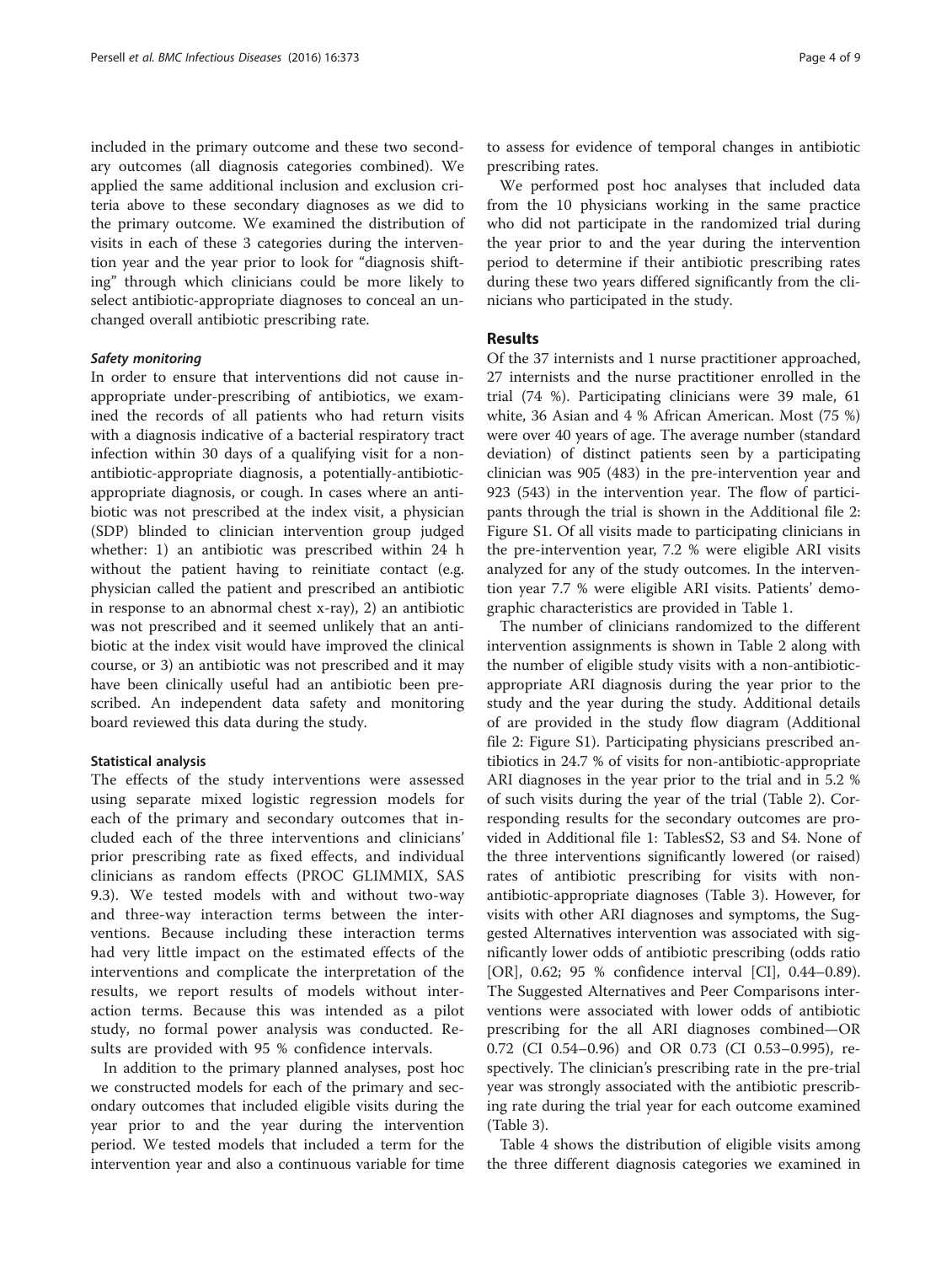included in the primary outcome and these two secondary outcomes (all diagnosis categories combined). We applied the same additional inclusion and exclusion criteria above to these secondary diagnoses as we did to the primary outcome. We examined the distribution of visits in each of these 3 categories during the intervention year and the year prior to look for "diagnosis shifting" through which clinicians could be more likely to select antibiotic-appropriate diagnoses to conceal an unchanged overall antibiotic prescribing rate.

#### *Safety monitoring*

In order to ensure that interventions did not cause inappropriate under-prescribing of antibiotics, we examined the records of all patients who had return visits with a diagnosis indicative of a bacterial respiratory tract infection within 30 days of a qualifying visit for a non-antibiotic-appropriate diagnosis, a potentially-antibiotic-appropriate diagnosis, or cough. In cases where an antibiotic was not prescribed at the index visit, a physician (SDP) blinded to clinician intervention group judged whether: 1) an antibiotic was prescribed within 24 h without the patient having to reinitiate contact (e.g. physician called the patient and prescribed an antibiotic in response to an abnormal chest x-ray), 2) an antibiotic was not prescribed and it seemed unlikely that an antibiotic at the index visit would have improved the clinical course, or 3) an antibiotic was not prescribed and it may have been clinically useful had an antibiotic been prescribed. An independent data safety and monitoring board reviewed this data during the study.

#### Statistical analysis

The effects of the study interventions were assessed using separate mixed logistic regression models for each of the primary and secondary outcomes that included each of the three interventions and clinicians' prior prescribing rate as fixed effects, and individual clinicians as random effects (PROC GLIMMIX, SAS 9.3). We tested models with and without two-way and three-way interaction terms between the interventions. Because including these interaction terms had very little impact on the estimated effects of the interventions and complicate the interpretation of the results, we report results of models without interaction terms. Because this was intended as a pilot study, no formal power analysis was conducted. Results are provided with 95 % confidence intervals.

In addition to the primary planned analyses, post hoc we constructed models for each of the primary and secondary outcomes that included eligible visits during the year prior to and the year during the intervention period. We tested models that included a term for the intervention year and also a continuous variable for time to assess for evidence of temporal changes in antibiotic prescribing rates.

We performed post hoc analyses that included data from the 10 physicians working in the same practice who did not participate in the randomized trial during the year prior to and the year during the intervention period to determine if their antibiotic prescribing rates during these two years differed significantly from the clinicians who participated in the study.

## Results

Of the 37 internists and 1 nurse practitioner approached, 27 internists and the nurse practitioner enrolled in the trial (74 %). Participating clinicians were 39 male, 61 white, 36 Asian and 4 % African American. Most (75 %) were over 40 years of age. The average number (standard deviation) of distinct patients seen by a participating clinician was 905 (483) in the pre-intervention year and 923 (543) in the intervention year. The flow of participants through the trial is shown in the Additional file 2: Figure S1. Of all visits made to participating clinicians in the pre-intervention year, 7.2 % were eligible ARI visits analyzed for any of the study outcomes. In the intervention year 7.7 % were eligible ARI visits. Patients' demographic characteristics are provided in Table 1.

The number of clinicians randomized to the different intervention assignments is shown in Table 2 along with the number of eligible study visits with a non-antibiotic-appropriate ARI diagnosis during the year prior to the study and the year during the study. Additional details of are provided in the study flow diagram (Additional file 2: Figure S1). Participating physicians prescribed antibiotics in 24.7 % of visits for non-antibiotic-appropriate ARI diagnoses in the year prior to the trial and in 5.2 % of such visits during the year of the trial (Table 2). Corresponding results for the secondary outcomes are provided in Additional file 1: TablesS2, S3 and S4. None of the three interventions significantly lowered (or raised) rates of antibiotic prescribing for visits with non-antibiotic-appropriate diagnoses (Table 3). However, for visits with other ARI diagnoses and symptoms, the Suggested Alternatives intervention was associated with significantly lower odds of antibiotic prescribing (odds ratio [OR], 0.62; 95 % confidence interval [CI], 0.44–0.89). The Suggested Alternatives and Peer Comparisons interventions were associated with lower odds of antibiotic prescribing for the all ARI diagnoses combined—OR 0.72 (CI 0.54–0.96) and OR 0.73 (CI 0.53–0.995), respectively. The clinician's prescribing rate in the pre-trial year was strongly associated with the antibiotic prescribing rate during the trial year for each outcome examined (Table 3).

Table 4 shows the distribution of eligible visits among the three different diagnosis categories we examined in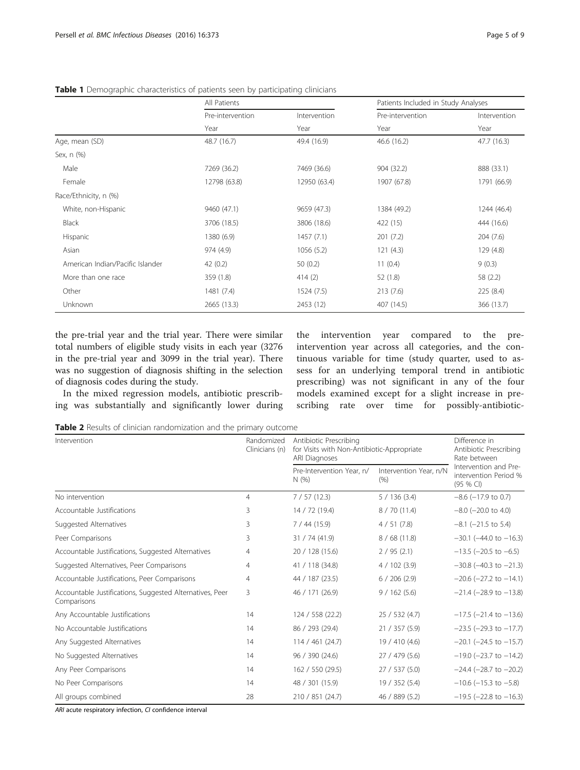**Table 1** Demographic characteristics of patients seen by participating clinicians

| | All Patients | | Patients Included in Study Analyses | |
|---|---|---|---|---|
| | Pre-intervention Year | Intervention Year | Pre-intervention Year | Intervention Year |
| Age, mean (SD) | 48.7 (16.7) | 49.4 (16.9) | 46.6 (16.2) | 47.7 (16.3) |
| Sex, n (%) | | | | |
| Male | 7269 (36.2) | 7469 (36.6) | 904 (32.2) | 888 (33.1) |
| Female | 12798 (63.8) | 12950 (63.4) | 1907 (67.8) | 1791 (66.9) |
| Race/Ethnicity, n (%) | | | | |
| White, non-Hispanic | 9460 (47.1) | 9659 (47.3) | 1384 (49.2) | 1244 (46.4) |
| Black | 3706 (18.5) | 3806 (18.6) | 422 (15) | 444 (16.6) |
| Hispanic | 1380 (6.9) | 1457 (7.1) | 201 (7.2) | 204 (7.6) |
| Asian | 974 (4.9) | 1056 (5.2) | 121 (4.3) | 129 (4.8) |
| American Indian/Pacific Islander | 42 (0.2) | 50 (0.2) | 11 (0.4) | 9 (0.3) |
| More than one race | 359 (1.8) | 414 (2) | 52 (1.8) | 58 (2.2) |
| Other | 1481 (7.4) | 1524 (7.5) | 213 (7.6) | 225 (8.4) |
| Unknown | 2665 (13.3) | 2453 (12) | 407 (14.5) | 366 (13.7) |

the pre-trial year and the trial year. There were similar total numbers of eligible study visits in each year (3276 in the pre-trial year and 3099 in the trial year). There was no suggestion of diagnosis shifting in the selection of diagnosis codes during the study.

In the mixed regression models, antibiotic prescribing was substantially and significantly lower during the intervention year compared to the pre-intervention year across all categories, and the continuous variable for time (study quarter, used to assess for an underlying temporal trend in antibiotic prescribing) was not significant in any of the four models examined except for a slight increase in prescribing rate over time for possibly-antibiotic-

**Table 2** Results of clinician randomization and the primary outcome

| Intervention | Randomized Clinicians (n) | Antibiotic Prescribing for Visits with Non-Antibiotic-Appropriate ARI Diagnoses | | Difference in Antibiotic Prescribing Rate between Intervention and Pre-intervention Period % (95 % CI) |
|---|---|---|---|---|
| | | Pre-Intervention Year, n/N (%) | Intervention Year, n/N (%) | |
| No intervention | 4 | 7 / 57 (12.3) | 5 / 136 (3.4) | −8.6 (−17.9 to 0.7) |
| Accountable Justifications | 3 | 14 / 72 (19.4) | 8 / 70 (11.4) | −8.0 (−20.0 to 4.0) |
| Suggested Alternatives | 3 | 7 / 44 (15.9) | 4 / 51 (7.8) | −8.1 (−21.5 to 5.4) |
| Peer Comparisons | 3 | 31 / 74 (41.9) | 8 / 68 (11.8) | −30.1 (−44.0 to −16.3) |
| Accountable Justifications, Suggested Alternatives | 4 | 20 / 128 (15.6) | 2 / 95 (2.1) | −13.5 (−20.5 to −6.5) |
| Suggested Alternatives, Peer Comparisons | 4 | 41 / 118 (34.8) | 4 / 102 (3.9) | −30.8 (−40.3 to −21.3) |
| Accountable Justifications, Peer Comparisons | 4 | 44 / 187 (23.5) | 6 / 206 (2.9) | −20.6 (−27.2 to −14.1) |
| Accountable Justifications, Suggested Alternatives, Peer Comparisons | 3 | 46 / 171 (26.9) | 9 / 162 (5.6) | −21.4 (−28.9 to −13.8) |
| Any Accountable Justifications | 14 | 124 / 558 (22.2) | 25 / 532 (4.7) | −17.5 (−21.4 to −13.6) |
| No Accountable Justifications | 14 | 86 / 293 (29.4) | 21 / 357 (5.9) | −23.5 (−29.3 to −17.7) |
| Any Suggested Alternatives | 14 | 114 / 461 (24.7) | 19 / 410 (4.6) | −20.1 (−24.5 to −15.7) |
| No Suggested Alternatives | 14 | 96 / 390 (24.6) | 27 / 479 (5.6) | −19.0 (−23.7 to −14.2) |
| Any Peer Comparisons | 14 | 162 / 550 (29.5) | 27 / 537 (5.0) | −24.4 (−28.7 to −20.2) |
| No Peer Comparisons | 14 | 48 / 301 (15.9) | 19 / 352 (5.4) | −10.6 (−15.3 to −5.8) |
| All groups combined | 28 | 210 / 851 (24.7) | 46 / 889 (5.2) | −19.5 (−22.8 to −16.3) |

*ARI* acute respiratory infection, *CI* confidence interval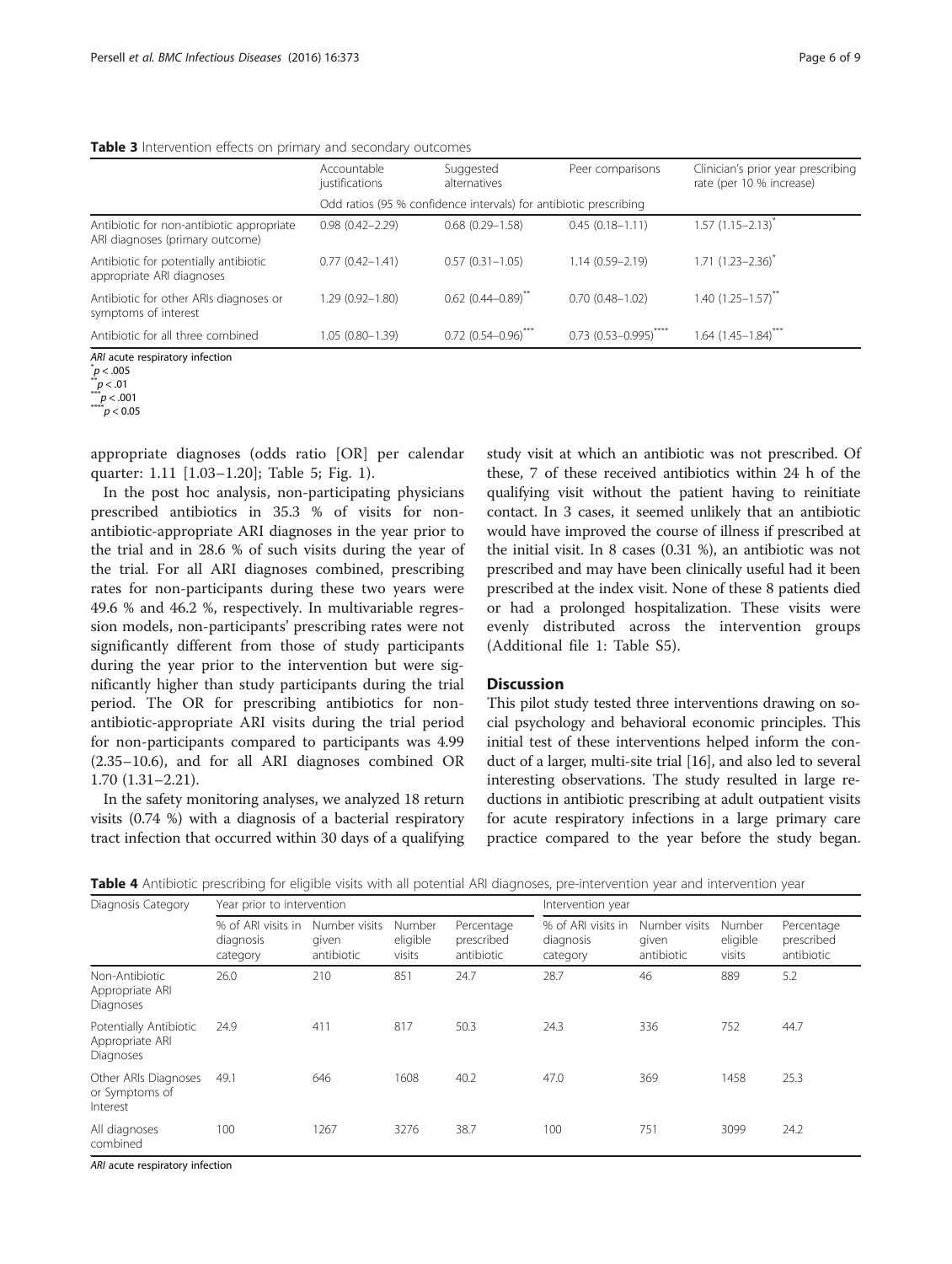**Table 3** Intervention effects on primary and secondary outcomes

| | Accountable justifications | Suggested alternatives | Peer comparisons | Clinician's prior year prescribing rate (per 10 % increase) |
|---|---|---|---|---|
| | Odd ratios (95 % confidence intervals) for antibiotic prescribing | | | |
| Antibiotic for non-antibiotic appropriate ARI diagnoses (primary outcome) | 0.98 (0.42–2.29) | 0.68 (0.29–1.58) | 0.45 (0.18–1.11) | 1.57 (1.15–2.13)* |
| Antibiotic for potentially antibiotic appropriate ARI diagnoses | 0.77 (0.42–1.41) | 0.57 (0.31–1.05) | 1.14 (0.59–2.19) | 1.71 (1.23–2.36)* |
| Antibiotic for other ARIs diagnoses or symptoms of interest | 1.29 (0.92–1.80) | 0.62 (0.44–0.89)** | 0.70 (0.48–1.02) | 1.40 (1.25–1.57)** |
| Antibiotic for all three combined | 1.05 (0.80–1.39) | 0.72 (0.54–0.96)*** | 0.73 (0.53–0.995)**** | 1.64 (1.45–1.84)*** |

*ARI* acute respiratory infection
\* $p < .005$
\*\* $p < .01$
\*\*\* $p < .001$
\*\*\*\* $p < 0.05$

appropriate diagnoses (odds ratio [OR] per calendar quarter: 1.11 [1.03–1.20]; Table 5; Fig. 1).

In the post hoc analysis, non-participating physicians prescribed antibiotics in 35.3 % of visits for non-antibiotic-appropriate ARI diagnoses in the year prior to the trial and in 28.6 % of such visits during the year of the trial. For all ARI diagnoses combined, prescribing rates for non-participants during these two years were 49.6 % and 46.2 %, respectively. In multivariable regression models, non-participants' prescribing rates were not significantly different from those of study participants during the year prior to the intervention but were significantly higher than study participants during the trial period. The OR for prescribing antibiotics for non-antibiotic-appropriate ARI visits during the trial period for non-participants compared to participants was 4.99 (2.35–10.6), and for all ARI diagnoses combined OR 1.70 (1.31–2.21).

In the safety monitoring analyses, we analyzed 18 return visits (0.74 %) with a diagnosis of a bacterial respiratory tract infection that occurred within 30 days of a qualifying study visit at which an antibiotic was not prescribed. Of these, 7 of these received antibiotics within 24 h of the qualifying visit without the patient having to reinitiate contact. In 3 cases, it seemed unlikely that an antibiotic would have improved the course of illness if prescribed at the initial visit. In 8 cases (0.31 %), an antibiotic was not prescribed and may have been clinically useful had it been prescribed at the index visit. None of these 8 patients died or had a prolonged hospitalization. These visits were evenly distributed across the intervention groups (Additional file 1: Table S5).

## Discussion

This pilot study tested three interventions drawing on social psychology and behavioral economic principles. This initial test of these interventions helped inform the conduct of a larger, multi-site trial [16], and also led to several interesting observations. The study resulted in large reductions in antibiotic prescribing at adult outpatient visits for acute respiratory infections in a large primary care practice compared to the year before the study began.

**Table 4** Antibiotic prescribing for eligible visits with all potential ARI diagnoses, pre-intervention year and intervention year

| Diagnosis Category | Year prior to intervention | | | | Intervention year | | | |
|---|---|---|---|---|---|---|---|---|
| | % of ARI visits in diagnosis category | Number visits given antibiotic | Number eligible visits | Percentage prescribed antibiotic | % of ARI visits in diagnosis category | Number visits given antibiotic | Number eligible visits | Percentage prescribed antibiotic |
| Non-Antibiotic Appropriate ARI Diagnoses | 26.0 | 210 | 851 | 24.7 | 28.7 | 46 | 889 | 5.2 |
| Potentially Antibiotic Appropriate ARI Diagnoses | 24.9 | 411 | 817 | 50.3 | 24.3 | 336 | 752 | 44.7 |
| Other ARIs Diagnoses or Symptoms of Interest | 49.1 | 646 | 1608 | 40.2 | 47.0 | 369 | 1458 | 25.3 |
| All diagnoses combined | 100 | 1267 | 3276 | 38.7 | 100 | 751 | 3099 | 24.2 |

*ARI* acute respiratory infection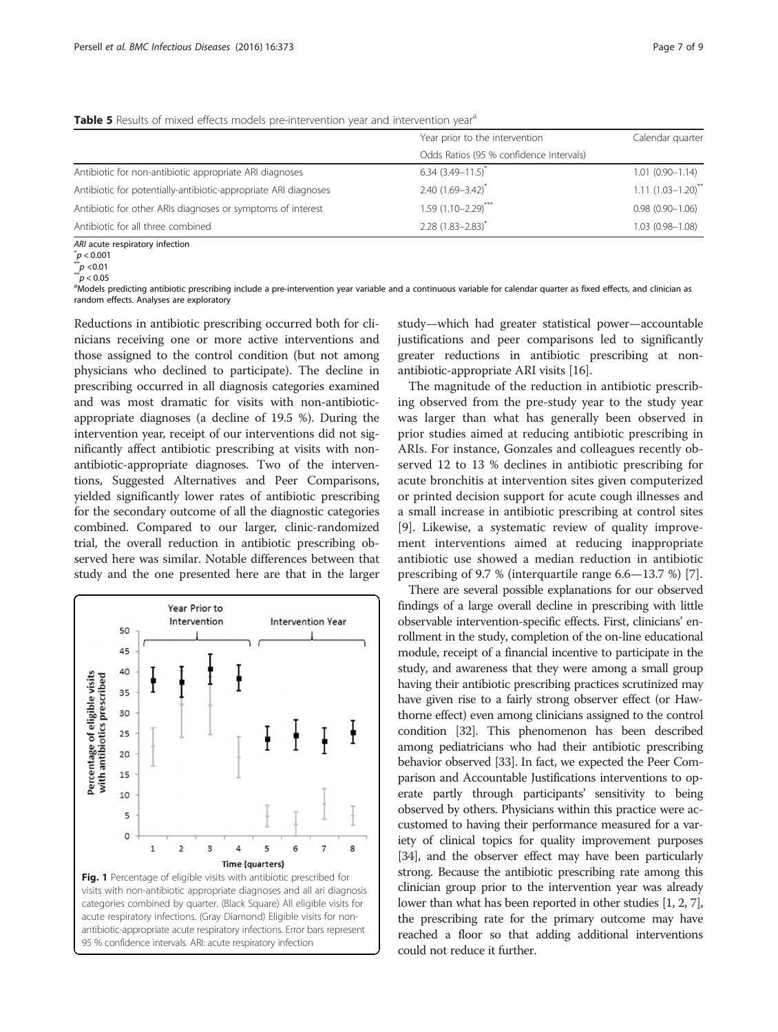**Table 5** Results of mixed effects models pre-intervention year and intervention year[a]

| | Year prior to the intervention | Calendar quarter |
|---|---|---|
| | Odds Ratios (95 % confidence Intervals) | |
| Antibiotic for non-antibiotic appropriate ARI diagnoses | 6.34 (3.49–11.5)* | 1.01 (0.90–1.14) |
| Antibiotic for potentially-antibiotic-appropriate ARI diagnoses | 2.40 (1.69–3.42)* | 1.11 (1.03–1.20)** |
| Antibiotic for other ARIs diagnoses or symptoms of interest | 1.59 (1.10–2.29)*** | 0.98 (0.90–1.06) |
| Antibiotic for all three combined | 2.28 (1.83–2.83)* | 1.03 (0.98–1.08) |

*ARI* acute respiratory infection

*$p < 0.001$

**$p < 0.01$

**$p < 0.05$

[a]Models predicting antibiotic prescribing include a pre-intervention year variable and a continuous variable for calendar quarter as fixed effects, and clinician as random effects. Analyses are exploratory

Reductions in antibiotic prescribing occurred both for clinicians receiving one or more active interventions and those assigned to the control condition (but not among physicians who declined to participate). The decline in prescribing occurred in all diagnosis categories examined and was most dramatic for visits with non-antibiotic-appropriate diagnoses (a decline of 19.5 %). During the intervention year, receipt of our interventions did not significantly affect antibiotic prescribing at visits with non-antibiotic-appropriate diagnoses. Two of the interventions, Suggested Alternatives and Peer Comparisons, yielded significantly lower rates of antibiotic prescribing for the secondary outcome of all the diagnostic categories combined. Compared to our larger, clinic-randomized trial, the overall reduction in antibiotic prescribing observed here was similar. Notable differences between that study and the one presented here are that in the larger study—which had greater statistical power—accountable justifications and peer comparisons led to significantly greater reductions in antibiotic prescribing at non-antibiotic-appropriate ARI visits [16].

Year Prior to Intervention
Intervention Year
Percentage of eligible visits with antibiotics prescribed
50
45
40
35
30
25
20
15
10
5
0
1 2 3 4 5 6 7 8
Time (quarters)

**Fig. 1** Percentage of eligible visits with antibiotic prescribed for visits with non-antibiotic appropriate diagnoses and all ari diagnosis categories combined by quarter. (Black Square) All eligible visits for acute respiratory infections. (Gray Diamond) Eligible visits for non-antibiotic-appropriate acute respiratory infections. Error bars represent 95 % confidence intervals. ARI: acute respiratory infection

The magnitude of the reduction in antibiotic prescribing observed from the pre-study year to the study year was larger than what has generally been observed in prior studies aimed at reducing antibiotic prescribing in ARIs. For instance, Gonzales and colleagues recently observed 12 to 13 % declines in antibiotic prescribing for acute bronchitis at intervention sites given computerized or printed decision support for acute cough illnesses and a small increase in antibiotic prescribing at control sites [9]. Likewise, a systematic review of quality improvement interventions aimed at reducing inappropriate antibiotic use showed a median reduction in antibiotic prescribing of 9.7 % (interquartile range 6.6—13.7 %) [7].

There are several possible explanations for our observed findings of a large overall decline in prescribing with little observable intervention-specific effects. First, clinicians' enrollment in the study, completion of the on-line educational module, receipt of a financial incentive to participate in the study, and awareness that they were among a small group having their antibiotic prescribing practices scrutinized may have given rise to a fairly strong observer effect (or Hawthorne effect) even among clinicians assigned to the control condition [32]. This phenomenon has been described among pediatricians who had their antibiotic prescribing behavior observed [33]. In fact, we expected the Peer Comparison and Accountable Justifications interventions to operate partly through participants' sensitivity to being observed by others. Physicians within this practice were accustomed to having their performance measured for a variety of clinical topics for quality improvement purposes [34], and the observer effect may have been particularly strong. Because the antibiotic prescribing rate among this clinician group prior to the intervention year was already lower than what has been reported in other studies [1, 2, 7], the prescribing rate for the primary outcome may have reached a floor so that adding additional interventions could not reduce it further.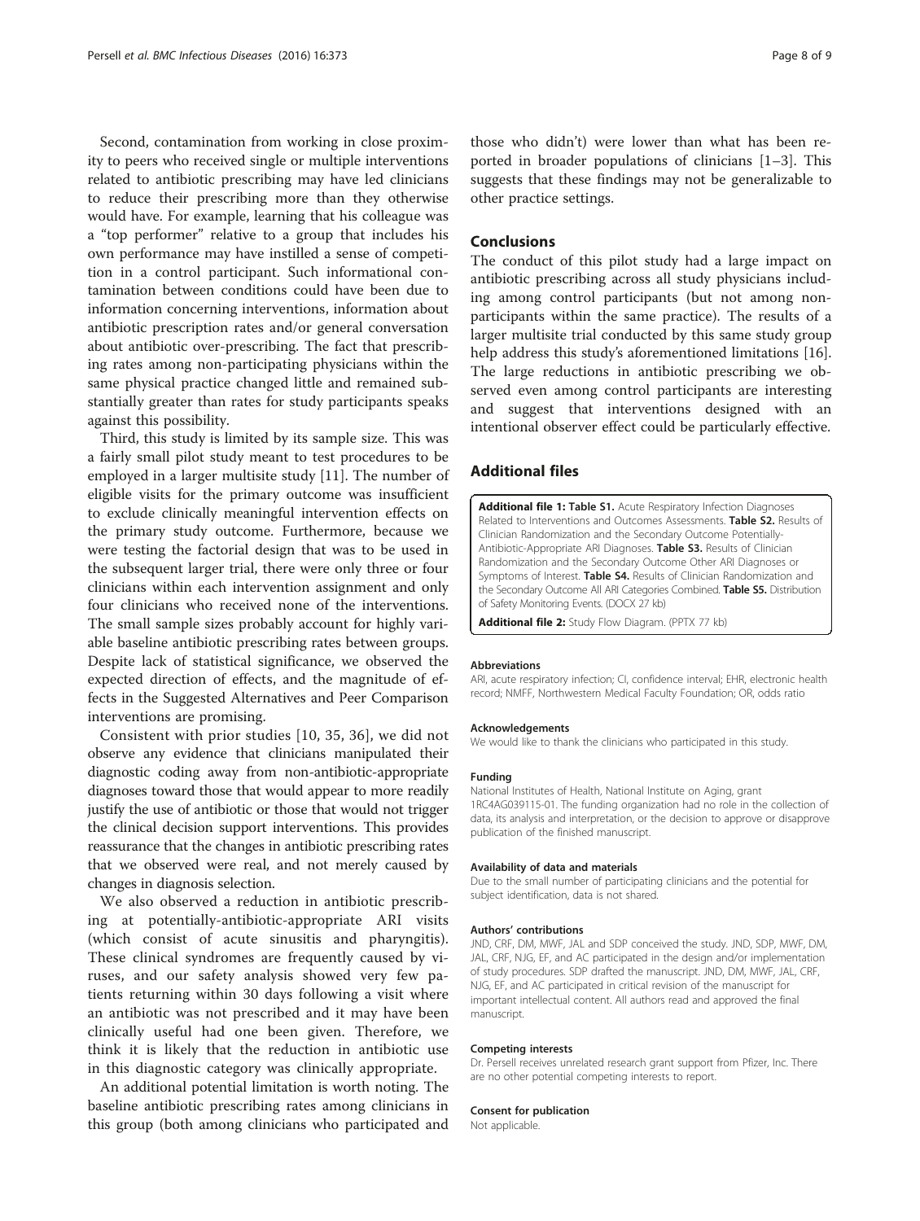Second, contamination from working in close proximity to peers who received single or multiple interventions related to antibiotic prescribing may have led clinicians to reduce their prescribing more than they otherwise would have. For example, learning that his colleague was a "top performer" relative to a group that includes his own performance may have instilled a sense of competition in a control participant. Such informational contamination between conditions could have been due to information concerning interventions, information about antibiotic prescription rates and/or general conversation about antibiotic over-prescribing. The fact that prescribing rates among non-participating physicians within the same physical practice changed little and remained substantially greater than rates for study participants speaks against this possibility.

Third, this study is limited by its sample size. This was a fairly small pilot study meant to test procedures to be employed in a larger multisite study [11]. The number of eligible visits for the primary outcome was insufficient to exclude clinically meaningful intervention effects on the primary study outcome. Furthermore, because we were testing the factorial design that was to be used in the subsequent larger trial, there were only three or four clinicians within each intervention assignment and only four clinicians who received none of the interventions. The small sample sizes probably account for highly variable baseline antibiotic prescribing rates between groups. Despite lack of statistical significance, we observed the expected direction of effects, and the magnitude of effects in the Suggested Alternatives and Peer Comparison interventions are promising.

Consistent with prior studies [10, 35, 36], we did not observe any evidence that clinicians manipulated their diagnostic coding away from non-antibiotic-appropriate diagnoses toward those that would appear to more readily justify the use of antibiotic or those that would not trigger the clinical decision support interventions. This provides reassurance that the changes in antibiotic prescribing rates that we observed were real, and not merely caused by changes in diagnosis selection.

We also observed a reduction in antibiotic prescribing at potentially-antibiotic-appropriate ARI visits (which consist of acute sinusitis and pharyngitis). These clinical syndromes are frequently caused by viruses, and our safety analysis showed very few patients returning within 30 days following a visit where an antibiotic was not prescribed and it may have been clinically useful had one been given. Therefore, we think it is likely that the reduction in antibiotic use in this diagnostic category was clinically appropriate.

An additional potential limitation is worth noting. The baseline antibiotic prescribing rates among clinicians in this group (both among clinicians who participated and those who didn't) were lower than what has been reported in broader populations of clinicians [1–3]. This suggests that these findings may not be generalizable to other practice settings.

## Conclusions

The conduct of this pilot study had a large impact on antibiotic prescribing across all study physicians including among control participants (but not among non-participants within the same practice). The results of a larger multisite trial conducted by this same study group help address this study's aforementioned limitations [16]. The large reductions in antibiotic prescribing we observed even among control participants are interesting and suggest that interventions designed with an intentional observer effect could be particularly effective.

## Additional files

**Additional file 1: Table S1.** Acute Respiratory Infection Diagnoses Related to Interventions and Outcomes Assessments. **Table S2.** Results of Clinician Randomization and the Secondary Outcome Potentially-Antibiotic-Appropriate ARI Diagnoses. **Table S3.** Results of Clinician Randomization and the Secondary Outcome Other ARI Diagnoses or Symptoms of Interest. **Table S4.** Results of Clinician Randomization and the Secondary Outcome All ARI Categories Combined. **Table S5.** Distribution of Safety Monitoring Events. (DOCX 27 kb)

**Additional file 2:** Study Flow Diagram. (PPTX 77 kb)

#### Abbreviations

ARI, acute respiratory infection; CI, confidence interval; EHR, electronic health record; NMFF, Northwestern Medical Faculty Foundation; OR, odds ratio

#### Acknowledgements

We would like to thank the clinicians who participated in this study.

#### Funding

National Institutes of Health, National Institute on Aging, grant 1RC4AG039115-01. The funding organization had no role in the collection of data, its analysis and interpretation, or the decision to approve or disapprove publication of the finished manuscript.

#### Availability of data and materials

Due to the small number of participating clinicians and the potential for subject identification, data is not shared.

#### Authors' contributions

JND, CRF, DM, MWF, JAL and SDP conceived the study. JND, SDP, MWF, DM, JAL, CRF, NJG, EF, and AC participated in the design and/or implementation of study procedures. SDP drafted the manuscript. JND, DM, MWF, JAL, CRF, NJG, EF, and AC participated in critical revision of the manuscript for important intellectual content. All authors read and approved the final manuscript.

#### Competing interests

Dr. Persell receives unrelated research grant support from Pfizer, Inc. There are no other potential competing interests to report.

#### Consent for publication

Not applicable.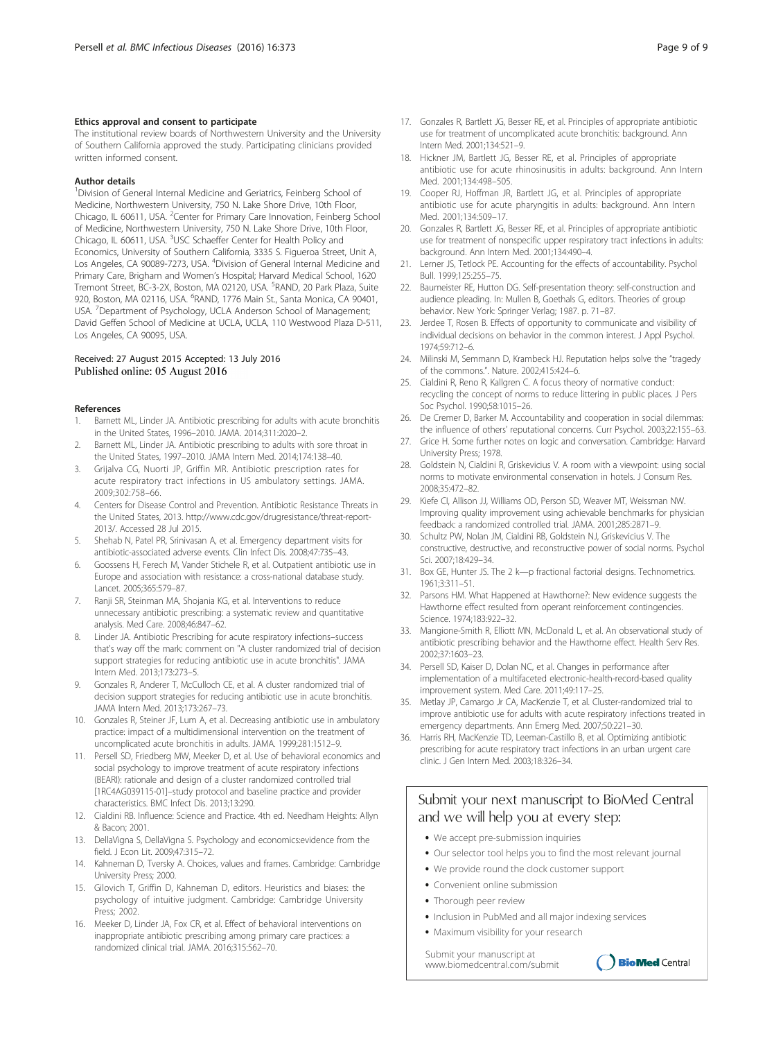### Ethics approval and consent to participate

The institutional review boards of Northwestern University and the University of Southern California approved the study. Participating clinicians provided written informed consent.

### Author details

[1]Division of General Internal Medicine and Geriatrics, Feinberg School of Medicine, Northwestern University, 750 N. Lake Shore Drive, 10th Floor, Chicago, IL 60611, USA. [2]Center for Primary Care Innovation, Feinberg School of Medicine, Northwestern University, 750 N. Lake Shore Drive, 10th Floor, Chicago, IL 60611, USA. [3]USC Schaeffer Center for Health Policy and Economics, University of Southern California, 3335 S. Figueroa Street, Unit A, Los Angeles, CA 90089-7273, USA. [4]Division of General Internal Medicine and Primary Care, Brigham and Women's Hospital; Harvard Medical School, 1620 Tremont Street, BC-3-2X, Boston, MA 02120, USA. [5]RAND, 20 Park Plaza, Suite 920, Boston, MA 02116, USA. [6]RAND, 1776 Main St., Santa Monica, CA 90401, USA. [7]Department of Psychology, UCLA Anderson School of Management; David Geffen School of Medicine at UCLA, UCLA, 110 Westwood Plaza D-511, Los Angeles, CA 90095, USA.

Received: 27 August 2015 Accepted: 13 July 2016
Published online: 05 August 2016

### References

1. Barnett ML, Linder JA. Antibiotic prescribing for adults with acute bronchitis in the United States, 1996–2010. JAMA. 2014;311:2020–2.
2. Barnett ML, Linder JA. Antibiotic prescribing to adults with sore throat in the United States, 1997–2010. JAMA Intern Med. 2014;174:138–40.
3. Grijalva CG, Nuorti JP, Griffin MR. Antibiotic prescription rates for acute respiratory tract infections in US ambulatory settings. JAMA. 2009;302:758–66.
4. Centers for Disease Control and Prevention. Antibiotic Resistance Threats in the United States, 2013. http://www.cdc.gov/drugresistance/threat-report-2013/. Accessed 28 Jul 2015.
5. Shehab N, Patel PR, Srinivasan A, et al. Emergency department visits for antibiotic-associated adverse events. Clin Infect Dis. 2008;47:735–43.
6. Goossens H, Ferech M, Vander Stichele R, et al. Outpatient antibiotic use in Europe and association with resistance: a cross-national database study. Lancet. 2005;365:579–87.
7. Ranji SR, Steinman MA, Shojania KG, et al. Interventions to reduce unnecessary antibiotic prescribing: a systematic review and quantitative analysis. Med Care. 2008;46:847–62.
8. Linder JA. Antibiotic Prescribing for acute respiratory infections–success that's way off the mark: comment on "A cluster randomized trial of decision support strategies for reducing antibiotic use in acute bronchitis". JAMA Intern Med. 2013;173:273–5.
9. Gonzales R, Anderer T, McCulloch CE, et al. A cluster randomized trial of decision support strategies for reducing antibiotic use in acute bronchitis. JAMA Intern Med. 2013;173:267–73.
10. Gonzales R, Steiner JF, Lum A, et al. Decreasing antibiotic use in ambulatory practice: impact of a multidimensional intervention on the treatment of uncomplicated acute bronchitis in adults. JAMA. 1999;281:1512–9.
11. Persell SD, Friedberg MW, Meeker D, et al. Use of behavioral economics and social psychology to improve treatment of acute respiratory infections (BEARI): rationale and design of a cluster randomized controlled trial [1RC4AG039115-01]–study protocol and baseline practice and provider characteristics. BMC Infect Dis. 2013;13:290.
12. Cialdini RB. Influence: Science and Practice. 4th ed. Needham Heights: Allyn & Bacon; 2001.
13. DellaVigna S, DellaVigna S. Psychology and economics:evidence from the field. J Econ Lit. 2009;47:315–72.
14. Kahneman D, Tversky A. Choices, values and frames. Cambridge: Cambridge University Press; 2000.
15. Gilovich T, Griffin D, Kahneman D, editors. Heuristics and biases: the psychology of intuitive judgment. Cambridge: Cambridge University Press; 2002.
16. Meeker D, Linder JA, Fox CR, et al. Effect of behavioral interventions on inappropriate antibiotic prescribing among primary care practices: a randomized clinical trial. JAMA. 2016;315:562–70.
17. Gonzales R, Bartlett JG, Besser RE, et al. Principles of appropriate antibiotic use for treatment of uncomplicated acute bronchitis: background. Ann Intern Med. 2001;134:521–9.
18. Hickner JM, Bartlett JG, Besser RE, et al. Principles of appropriate antibiotic use for acute rhinosinusitis in adults: background. Ann Intern Med. 2001;134:498–505.
19. Cooper RJ, Hoffman JR, Bartlett JG, et al. Principles of appropriate antibiotic use for acute pharyngitis in adults: background. Ann Intern Med. 2001;134:509–17.
20. Gonzales R, Bartlett JG, Besser RE, et al. Principles of appropriate antibiotic use for treatment of nonspecific upper respiratory tract infections in adults: background. Ann Intern Med. 2001;134:490–4.
21. Lerner JS, Tetlock PE. Accounting for the effects of accountability. Psychol Bull. 1999;125:255–75.
22. Baumeister RE, Hutton DG. Self-presentation theory: self-construction and audience pleading. In: Mullen B, Goethals G, editors. Theories of group behavior. New York: Springer Verlag; 1987. p. 71–87.
23. Jerdee T, Rosen B. Effects of opportunity to communicate and visibility of individual decisions on behavior in the common interest. J Appl Psychol. 1974;59:712–6.
24. Milinski M, Semmann D, Krambeck HJ. Reputation helps solve the "tragedy of the commons.". Nature. 2002;415:424–6.
25. Cialdini R, Reno R, Kallgren C. A focus theory of normative conduct: recycling the concept of norms to reduce littering in public places. J Pers Soc Psychol. 1990;58:1015–26.
26. De Cremer D, Barker M. Accountability and cooperation in social dilemmas: the influence of others' reputational concerns. Curr Psychol. 2003;22:155–63.
27. Grice H. Some further notes on logic and conversation. Cambridge: Harvard University Press; 1978.
28. Goldstein N, Cialdini R, Griskevicius V. A room with a viewpoint: using social norms to motivate environmental conservation in hotels. J Consum Res. 2008;35:472–82.
29. Kiefe CI, Allison JJ, Williams OD, Person SD, Weaver MT, Weissman NW. Improving quality improvement using achievable benchmarks for physician feedback: a randomized controlled trial. JAMA. 2001;285:2871–9.
30. Schultz PW, Nolan JM, Cialdini RB, Goldstein NJ, Griskevicius V. The constructive, destructive, and reconstructive power of social norms. Psychol Sci. 2007;18:429–34.
31. Box GE, Hunter JS. The 2 k—p fractional factorial designs. Technometrics. 1961;3:311–51.
32. Parsons HM. What Happened at Hawthorne?: New evidence suggests the Hawthorne effect resulted from operant reinforcement contingencies. Science. 1974;183:922–32.
33. Mangione-Smith R, Elliott MN, McDonald L, et al. An observational study of antibiotic prescribing behavior and the Hawthorne effect. Health Serv Res. 2002;37:1603–23.
34. Persell SD, Kaiser D, Dolan NC, et al. Changes in performance after implementation of a multifaceted electronic-health-record-based quality improvement system. Med Care. 2011;49:117–25.
35. Metlay JP, Camargo Jr CA, MacKenzie T, et al. Cluster-randomized trial to improve antibiotic use for adults with acute respiratory infections treated in emergency departments. Ann Emerg Med. 2007;50:221–30.
36. Harris RH, MacKenzie TD, Leeman-Castillo B, et al. Optimizing antibiotic prescribing for acute respiratory tract infections in an urban urgent care clinic. J Gen Intern Med. 2003;18:326–34.

Submit your next manuscript to BioMed Central and we will help you at every step:

- We accept pre-submission inquiries
- Our selector tool helps you to find the most relevant journal
- We provide round the clock customer support
- Convenient online submission
- Thorough peer review
- Inclusion in PubMed and all major indexing services
- Maximum visibility for your research

Submit your manuscript at
www.biomedcentral.com/submit

BioMed Central